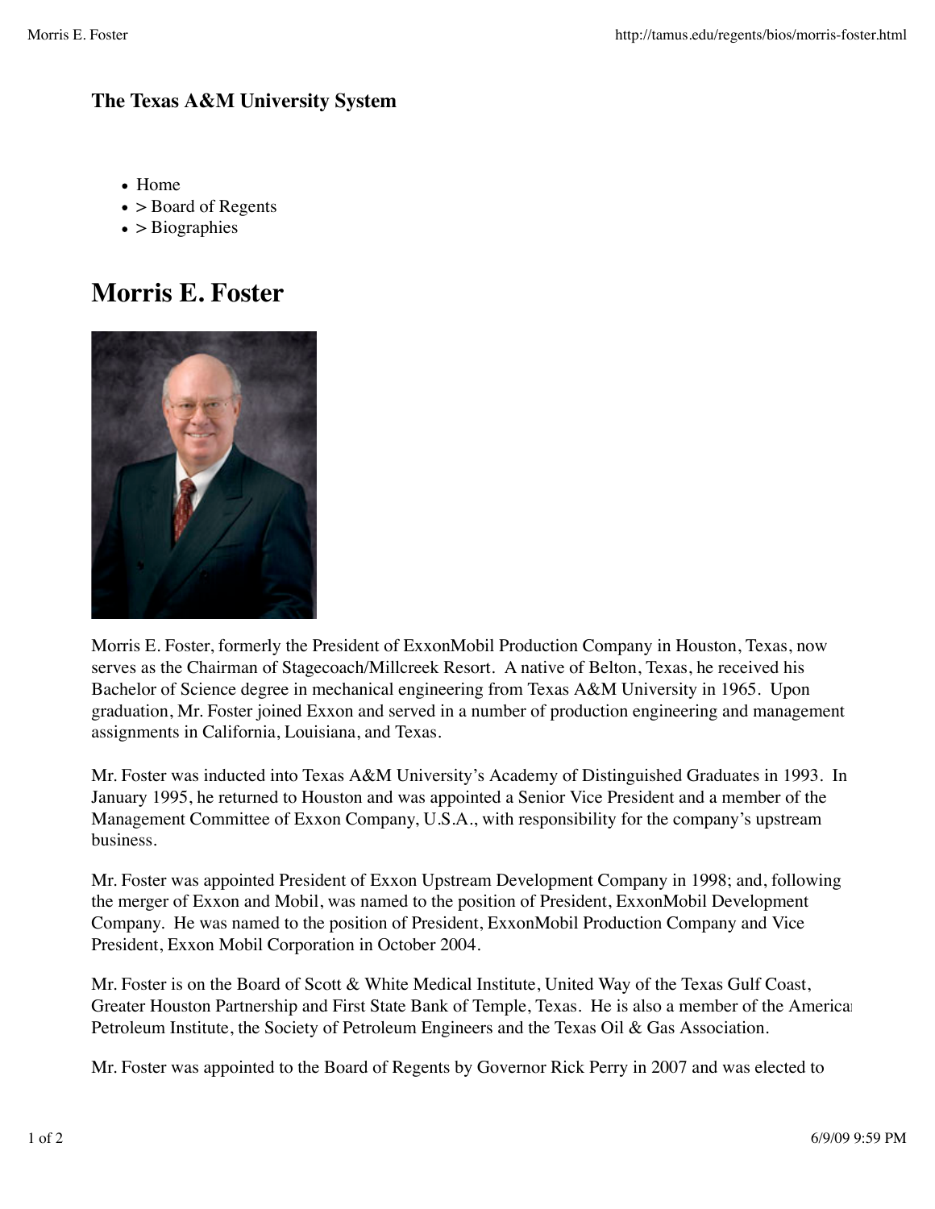**The Texas A&M University System**

- Home
- > Board of Regents
- > Biographies

# Morris E. Foster

Morris E. Foster, formerly the President of ExxonMobil Production Company in Houston, Texas, now serves as the Chairman of Stagecoach/Millcreek Resort. A native of Belton, Texas, he received his Bachelor of Science degree in mechanical engineering from Texas A&M University in 1965. Upon graduation, Mr. Foster joined Exxon and served in a number of production engineering and management assignments in California, Louisiana, and Texas.

Mr. Foster was inducted into Texas A&M University's Academy of Distinguished Graduates in 1993. In January 1995, he returned to Houston and was appointed a Senior Vice President and a member of the Management Committee of Exxon Company, U.S.A., with responsibility for the company's upstream business.

Mr. Foster was appointed President of Exxon Upstream Development Company in 1998; and, following the merger of Exxon and Mobil, was named to the position of President, ExxonMobil Development Company. He was named to the position of President, ExxonMobil Production Company and Vice President, Exxon Mobil Corporation in October 2004.

Mr. Foster is on the Board of Scott & White Medical Institute, United Way of the Texas Gulf Coast, Greater Houston Partnership and First State Bank of Temple, Texas. He is also a member of the American Petroleum Institute, the Society of Petroleum Engineers and the Texas Oil & Gas Association.

Mr. Foster was appointed to the Board of Regents by Governor Rick Perry in 2007 and was elected to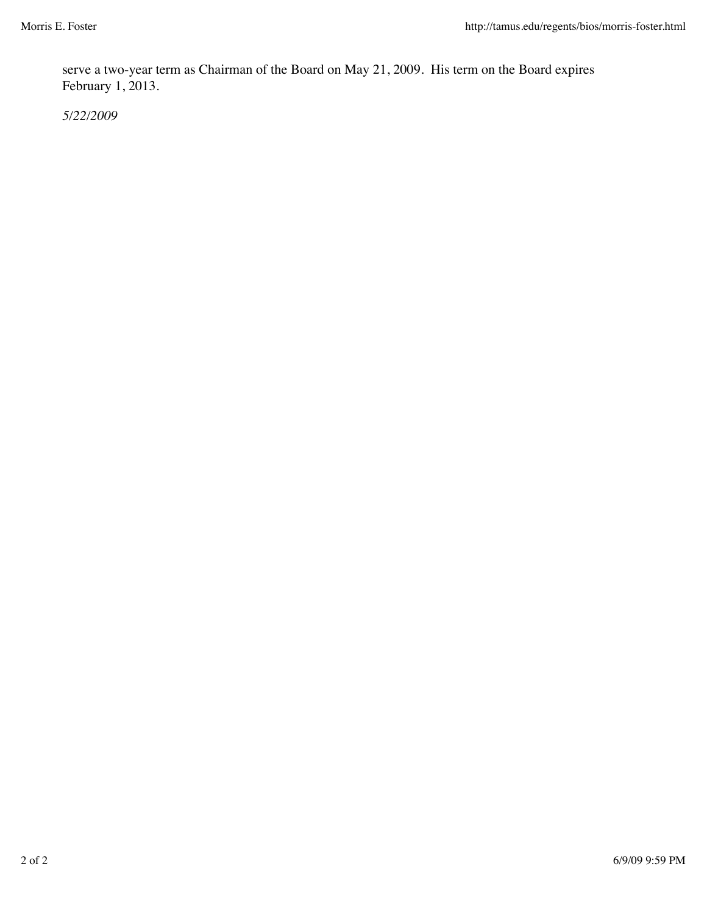serve a two-year term as Chairman of the Board on May 21, 2009. His term on the Board expires February 1, 2013.

*5/22/2009*